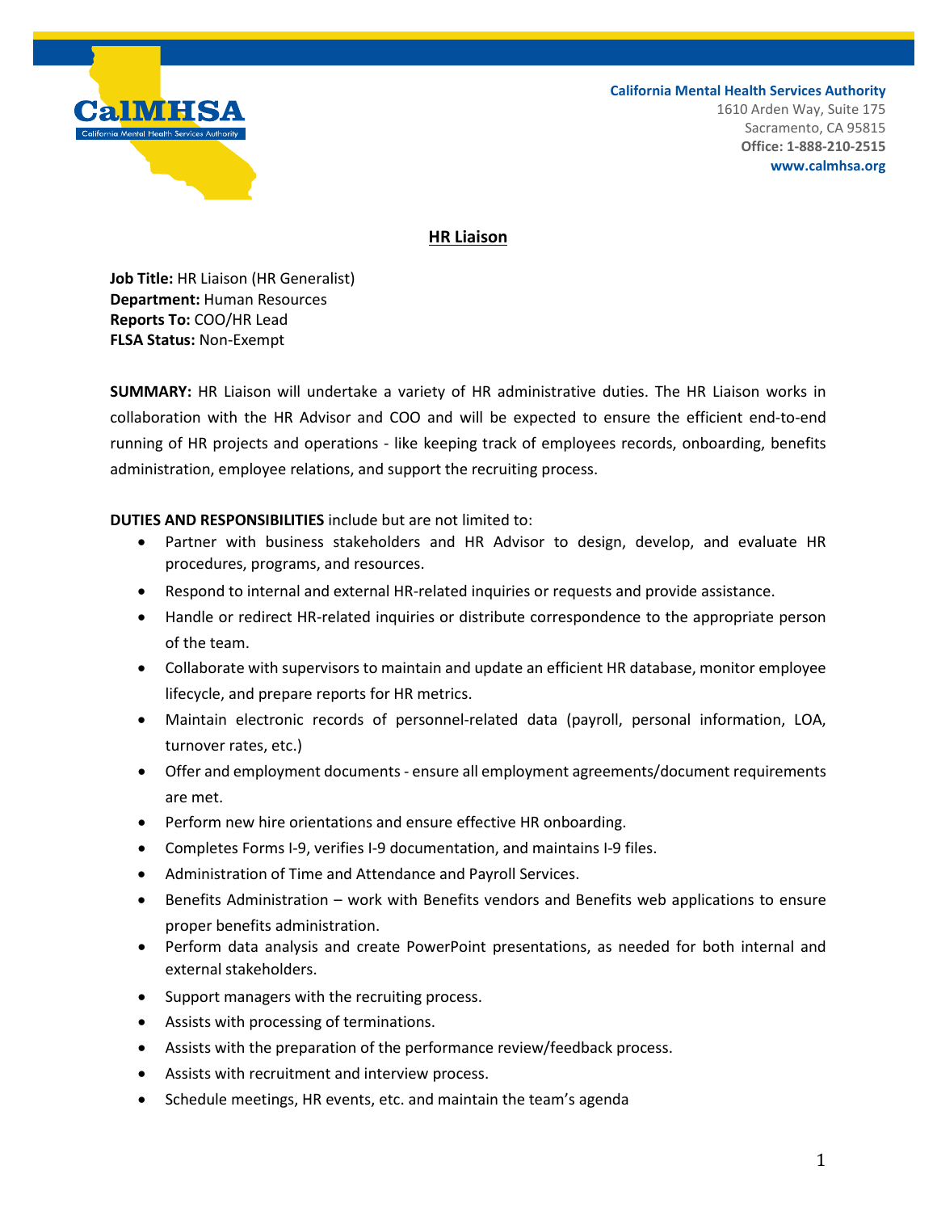California Mental Health Services Authority
1610 Arden Way, Suite 175
Sacramento, CA 95815
**Office: 1-888-210-2515**
**www.calmhsa.org**

# HR Liaison

**Job Title:** HR Liaison (HR Generalist)
**Department:** Human Resources
**Reports To:** COO/HR Lead
**FLSA Status:** Non-Exempt

**SUMMARY:** HR Liaison will undertake a variety of HR administrative duties. The HR Liaison works in collaboration with the HR Advisor and COO and will be expected to ensure the efficient end-to-end running of HR projects and operations - like keeping track of employees records, onboarding, benefits administration, employee relations, and support the recruiting process.

**DUTIES AND RESPONSIBILITIES** include but are not limited to:

- Partner with business stakeholders and HR Advisor to design, develop, and evaluate HR procedures, programs, and resources.
- Respond to internal and external HR-related inquiries or requests and provide assistance.
- Handle or redirect HR-related inquiries or distribute correspondence to the appropriate person of the team.
- Collaborate with supervisors to maintain and update an efficient HR database, monitor employee lifecycle, and prepare reports for HR metrics.
- Maintain electronic records of personnel-related data (payroll, personal information, LOA, turnover rates, etc.)
- Offer and employment documents - ensure all employment agreements/document requirements are met.
- Perform new hire orientations and ensure effective HR onboarding.
- Completes Forms I-9, verifies I-9 documentation, and maintains I-9 files.
- Administration of Time and Attendance and Payroll Services.
- Benefits Administration – work with Benefits vendors and Benefits web applications to ensure proper benefits administration.
- Perform data analysis and create PowerPoint presentations, as needed for both internal and external stakeholders.
- Support managers with the recruiting process.
- Assists with processing of terminations.
- Assists with the preparation of the performance review/feedback process.
- Assists with recruitment and interview process.
- Schedule meetings, HR events, etc. and maintain the team's agenda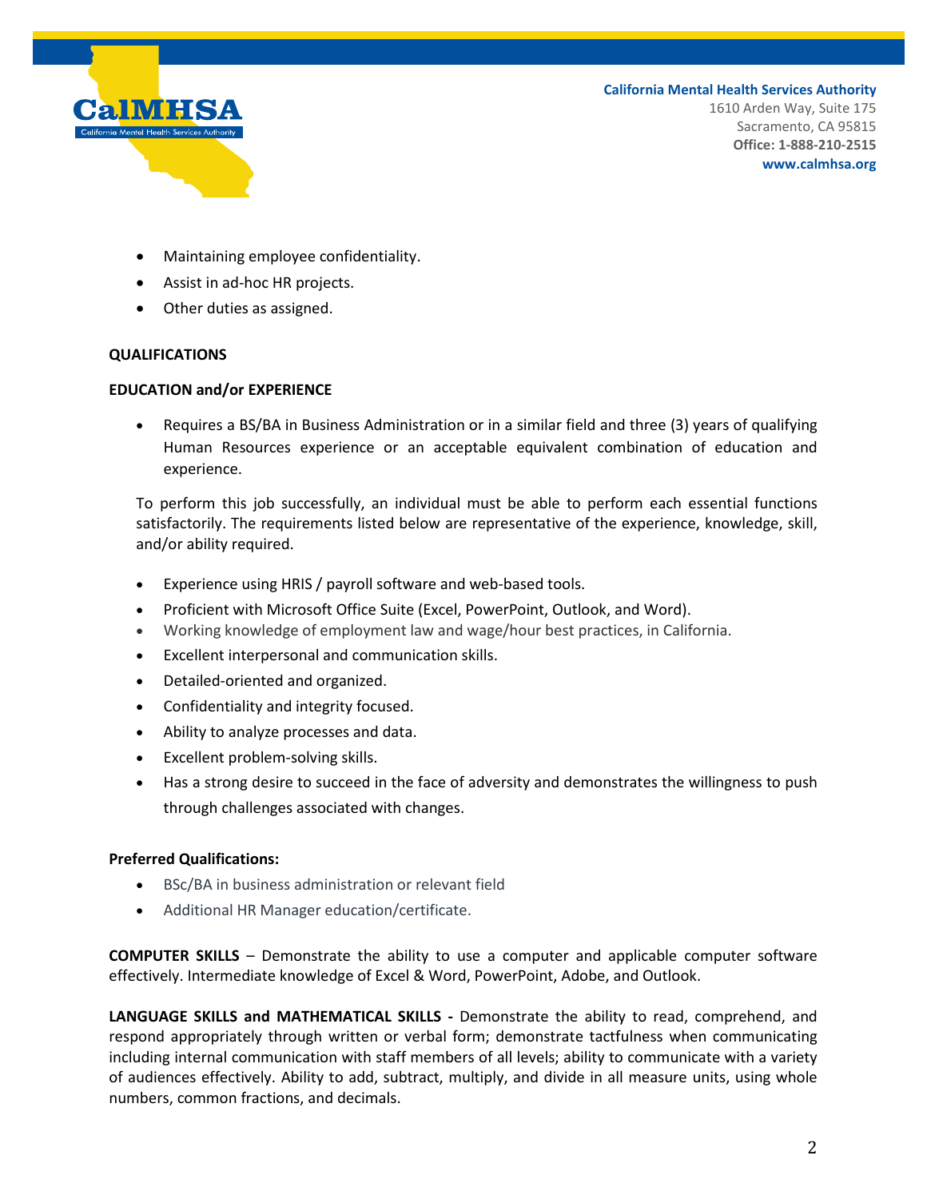- Maintaining employee confidentiality.
- Assist in ad-hoc HR projects.
- Other duties as assigned.

**QUALIFICATIONS**

**EDUCATION and/or EXPERIENCE**

- Requires a BS/BA in Business Administration or in a similar field and three (3) years of qualifying Human Resources experience or an acceptable equivalent combination of education and experience.

To perform this job successfully, an individual must be able to perform each essential functions satisfactorily. The requirements listed below are representative of the experience, knowledge, skill, and/or ability required.

- Experience using HRIS / payroll software and web-based tools.
- Proficient with Microsoft Office Suite (Excel, PowerPoint, Outlook, and Word).
- Working knowledge of employment law and wage/hour best practices, in California.
- Excellent interpersonal and communication skills.
- Detailed-oriented and organized.
- Confidentiality and integrity focused.
- Ability to analyze processes and data.
- Excellent problem-solving skills.
- Has a strong desire to succeed in the face of adversity and demonstrates the willingness to push through challenges associated with changes.

**Preferred Qualifications:**

- BSc/BA in business administration or relevant field
- Additional HR Manager education/certificate.

**COMPUTER SKILLS** – Demonstrate the ability to use a computer and applicable computer software effectively. Intermediate knowledge of Excel & Word, PowerPoint, Adobe, and Outlook.

**LANGUAGE SKILLS and MATHEMATICAL SKILLS -** Demonstrate the ability to read, comprehend, and respond appropriately through written or verbal form; demonstrate tactfulness when communicating including internal communication with staff members of all levels; ability to communicate with a variety of audiences effectively. Ability to add, subtract, multiply, and divide in all measure units, using whole numbers, common fractions, and decimals.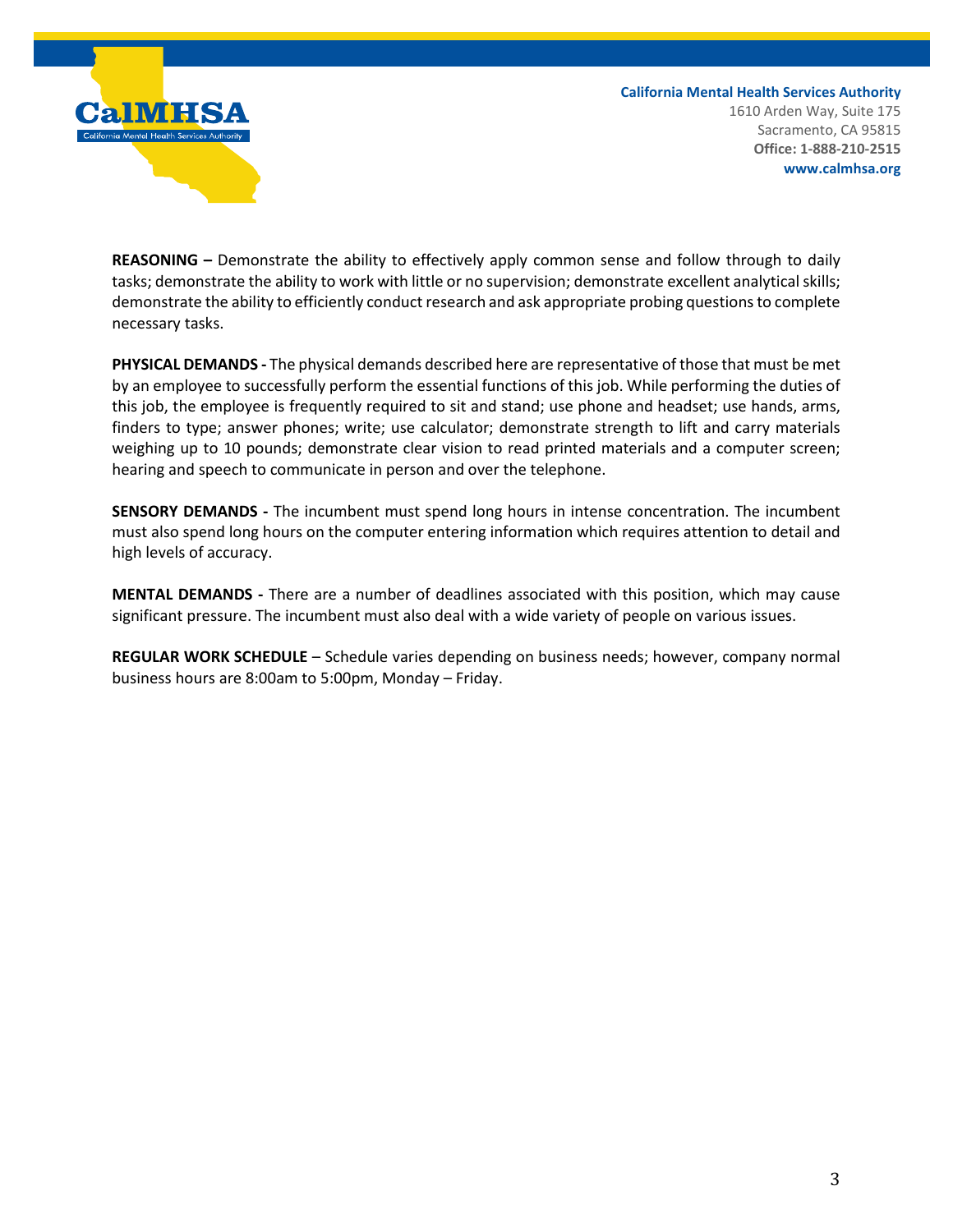**REASONING –** Demonstrate the ability to effectively apply common sense and follow through to daily tasks; demonstrate the ability to work with little or no supervision; demonstrate excellent analytical skills; demonstrate the ability to efficiently conduct research and ask appropriate probing questions to complete necessary tasks.

**PHYSICAL DEMANDS -** The physical demands described here are representative of those that must be met by an employee to successfully perform the essential functions of this job. While performing the duties of this job, the employee is frequently required to sit and stand; use phone and headset; use hands, arms, finders to type; answer phones; write; use calculator; demonstrate strength to lift and carry materials weighing up to 10 pounds; demonstrate clear vision to read printed materials and a computer screen; hearing and speech to communicate in person and over the telephone.

**SENSORY DEMANDS -** The incumbent must spend long hours in intense concentration. The incumbent must also spend long hours on the computer entering information which requires attention to detail and high levels of accuracy.

**MENTAL DEMANDS -** There are a number of deadlines associated with this position, which may cause significant pressure. The incumbent must also deal with a wide variety of people on various issues.

**REGULAR WORK SCHEDULE** – Schedule varies depending on business needs; however, company normal business hours are 8:00am to 5:00pm, Monday – Friday.